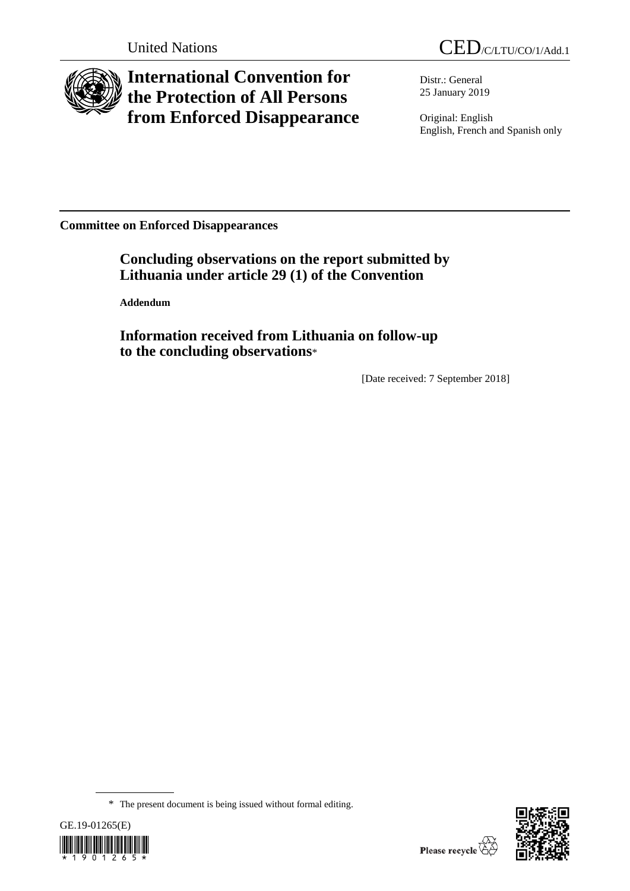United Nations CED/C/LTU/CO/1/Add.1

# International Convention for the Protection of All Persons from Enforced Disappearance

Distr.: General
25 January 2019

Original: English
English, French and Spanish only

**Committee on Enforced Disappearances**

## Concluding observations on the report submitted by Lithuania under article 29 (1) of the Convention

**Addendum**

## Information received from Lithuania on follow-up to the concluding observations*

[Date received: 7 September 2018]

\* The present document is being issued without formal editing.

GE.19-01265(E)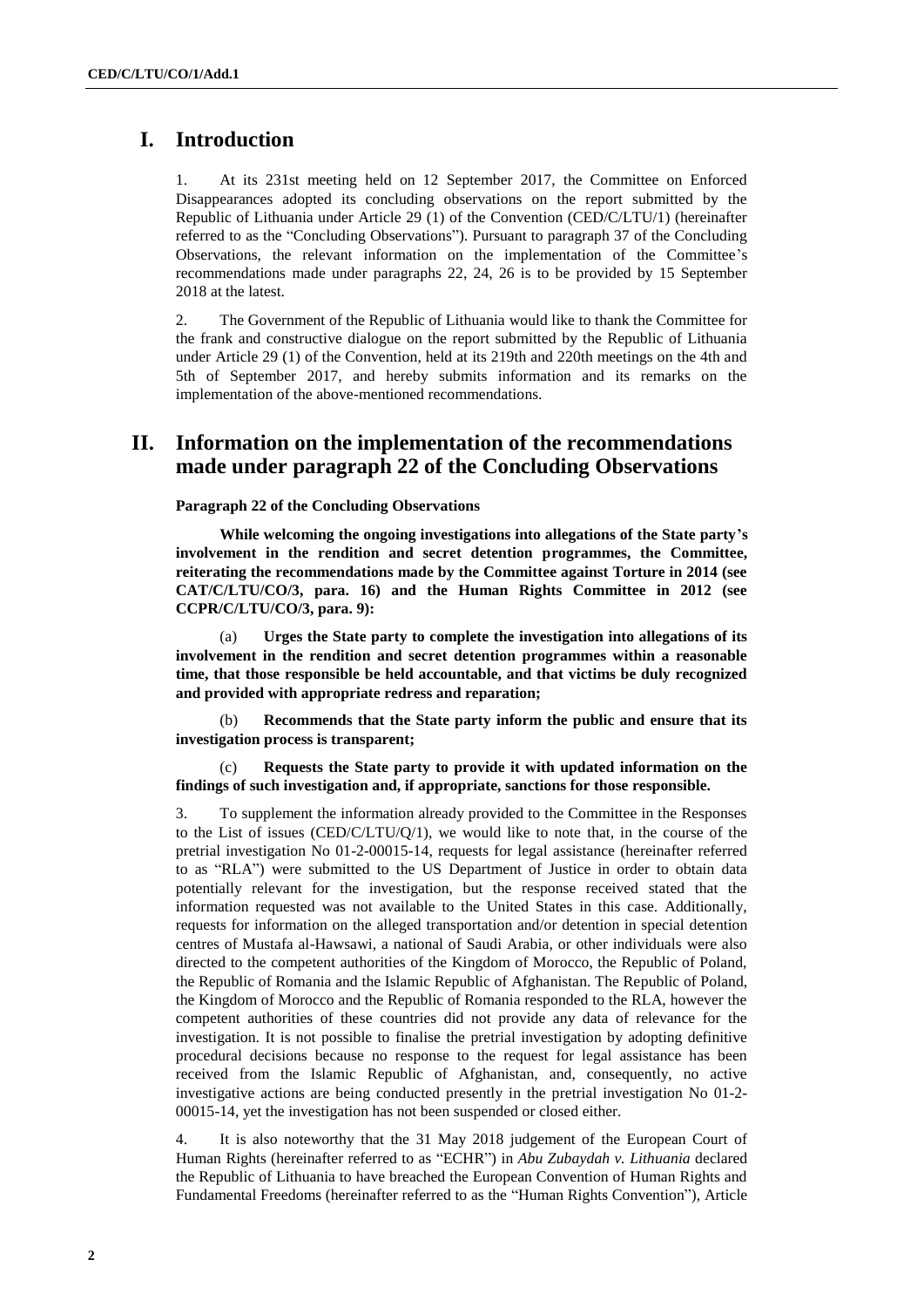# I. Introduction

1. At its 231st meeting held on 12 September 2017, the Committee on Enforced Disappearances adopted its concluding observations on the report submitted by the Republic of Lithuania under Article 29 (1) of the Convention (CED/C/LTU/1) (hereinafter referred to as the "Concluding Observations"). Pursuant to paragraph 37 of the Concluding Observations, the relevant information on the implementation of the Committee's recommendations made under paragraphs 22, 24, 26 is to be provided by 15 September 2018 at the latest.

2. The Government of the Republic of Lithuania would like to thank the Committee for the frank and constructive dialogue on the report submitted by the Republic of Lithuania under Article 29 (1) of the Convention, held at its 219th and 220th meetings on the 4th and 5th of September 2017, and hereby submits information and its remarks on the implementation of the above-mentioned recommendations.

# II. Information on the implementation of the recommendations made under paragraph 22 of the Concluding Observations

**Paragraph 22 of the Concluding Observations**

**While welcoming the ongoing investigations into allegations of the State party's involvement in the rendition and secret detention programmes, the Committee, reiterating the recommendations made by the Committee against Torture in 2014 (see CAT/C/LTU/CO/3, para. 16) and the Human Rights Committee in 2012 (see CCPR/C/LTU/CO/3, para. 9):**

(a) **Urges the State party to complete the investigation into allegations of its involvement in the rendition and secret detention programmes within a reasonable time, that those responsible be held accountable, and that victims be duly recognized and provided with appropriate redress and reparation;**

(b) **Recommends that the State party inform the public and ensure that its investigation process is transparent;**

(c) **Requests the State party to provide it with updated information on the findings of such investigation and, if appropriate, sanctions for those responsible.**

3. To supplement the information already provided to the Committee in the Responses to the List of issues (CED/C/LTU/Q/1), we would like to note that, in the course of the pretrial investigation No 01-2-00015-14, requests for legal assistance (hereinafter referred to as "RLA") were submitted to the US Department of Justice in order to obtain data potentially relevant for the investigation, but the response received stated that the information requested was not available to the United States in this case. Additionally, requests for information on the alleged transportation and/or detention in special detention centres of Mustafa al-Hawsawi, a national of Saudi Arabia, or other individuals were also directed to the competent authorities of the Kingdom of Morocco, the Republic of Poland, the Republic of Romania and the Islamic Republic of Afghanistan. The Republic of Poland, the Kingdom of Morocco and the Republic of Romania responded to the RLA, however the competent authorities of these countries did not provide any data of relevance for the investigation. It is not possible to finalise the pretrial investigation by adopting definitive procedural decisions because no response to the request for legal assistance has been received from the Islamic Republic of Afghanistan, and, consequently, no active investigative actions are being conducted presently in the pretrial investigation No 01-2-00015-14, yet the investigation has not been suspended or closed either.

4. It is also noteworthy that the 31 May 2018 judgement of the European Court of Human Rights (hereinafter referred to as "ECHR") in *Abu Zubaydah v. Lithuania* declared the Republic of Lithuania to have breached the European Convention of Human Rights and Fundamental Freedoms (hereinafter referred to as the "Human Rights Convention"), Article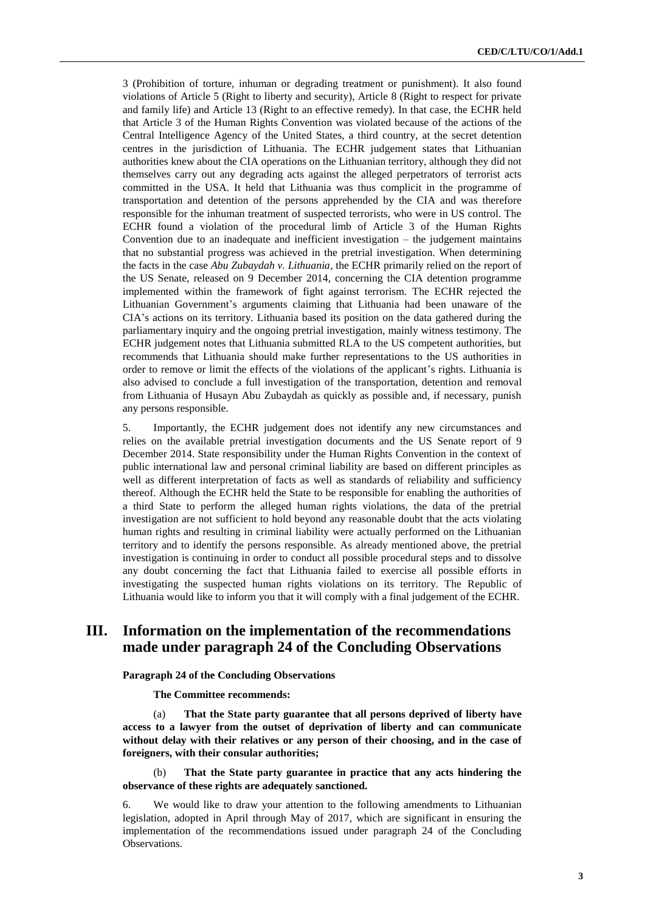3 (Prohibition of torture, inhuman or degrading treatment or punishment). It also found violations of Article 5 (Right to liberty and security), Article 8 (Right to respect for private and family life) and Article 13 (Right to an effective remedy). In that case, the ECHR held that Article 3 of the Human Rights Convention was violated because of the actions of the Central Intelligence Agency of the United States, a third country, at the secret detention centres in the jurisdiction of Lithuania. The ECHR judgement states that Lithuanian authorities knew about the CIA operations on the Lithuanian territory, although they did not themselves carry out any degrading acts against the alleged perpetrators of terrorist acts committed in the USA. It held that Lithuania was thus complicit in the programme of transportation and detention of the persons apprehended by the CIA and was therefore responsible for the inhuman treatment of suspected terrorists, who were in US control. The ECHR found a violation of the procedural limb of Article 3 of the Human Rights Convention due to an inadequate and inefficient investigation – the judgement maintains that no substantial progress was achieved in the pretrial investigation. When determining the facts in the case *Abu Zubaydah v. Lithuania*, the ECHR primarily relied on the report of the US Senate, released on 9 December 2014, concerning the CIA detention programme implemented within the framework of fight against terrorism. The ECHR rejected the Lithuanian Government's arguments claiming that Lithuania had been unaware of the CIA's actions on its territory. Lithuania based its position on the data gathered during the parliamentary inquiry and the ongoing pretrial investigation, mainly witness testimony. The ECHR judgement notes that Lithuania submitted RLA to the US competent authorities, but recommends that Lithuania should make further representations to the US authorities in order to remove or limit the effects of the violations of the applicant's rights. Lithuania is also advised to conclude a full investigation of the transportation, detention and removal from Lithuania of Husayn Abu Zubaydah as quickly as possible and, if necessary, punish any persons responsible.

5. Importantly, the ECHR judgement does not identify any new circumstances and relies on the available pretrial investigation documents and the US Senate report of 9 December 2014. State responsibility under the Human Rights Convention in the context of public international law and personal criminal liability are based on different principles as well as different interpretation of facts as well as standards of reliability and sufficiency thereof. Although the ECHR held the State to be responsible for enabling the authorities of a third State to perform the alleged human rights violations, the data of the pretrial investigation are not sufficient to hold beyond any reasonable doubt that the acts violating human rights and resulting in criminal liability were actually performed on the Lithuanian territory and to identify the persons responsible. As already mentioned above, the pretrial investigation is continuing in order to conduct all possible procedural steps and to dissolve any doubt concerning the fact that Lithuania failed to exercise all possible efforts in investigating the suspected human rights violations on its territory. The Republic of Lithuania would like to inform you that it will comply with a final judgement of the ECHR.

## III. Information on the implementation of the recommendations made under paragraph 24 of the Concluding Observations

**Paragraph 24 of the Concluding Observations**

**The Committee recommends:**

(a) **That the State party guarantee that all persons deprived of liberty have access to a lawyer from the outset of deprivation of liberty and can communicate without delay with their relatives or any person of their choosing, and in the case of foreigners, with their consular authorities;**

(b) **That the State party guarantee in practice that any acts hindering the observance of these rights are adequately sanctioned.**

6. We would like to draw your attention to the following amendments to Lithuanian legislation, adopted in April through May of 2017, which are significant in ensuring the implementation of the recommendations issued under paragraph 24 of the Concluding Observations.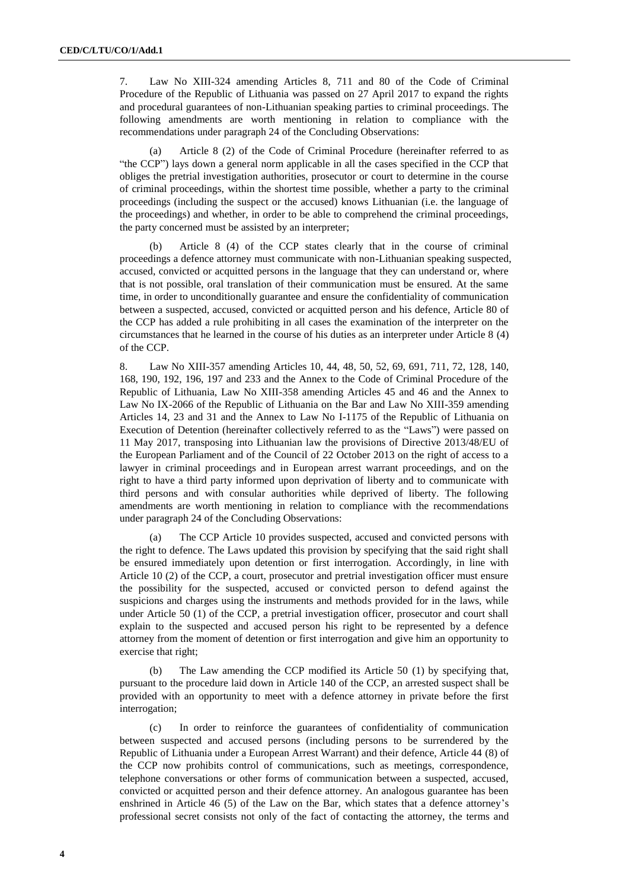7. Law No XIII-324 amending Articles 8, 711 and 80 of the Code of Criminal Procedure of the Republic of Lithuania was passed on 27 April 2017 to expand the rights and procedural guarantees of non-Lithuanian speaking parties to criminal proceedings. The following amendments are worth mentioning in relation to compliance with the recommendations under paragraph 24 of the Concluding Observations:

(a) Article 8 (2) of the Code of Criminal Procedure (hereinafter referred to as "the CCP") lays down a general norm applicable in all the cases specified in the CCP that obliges the pretrial investigation authorities, prosecutor or court to determine in the course of criminal proceedings, within the shortest time possible, whether a party to the criminal proceedings (including the suspect or the accused) knows Lithuanian (i.e. the language of the proceedings) and whether, in order to be able to comprehend the criminal proceedings, the party concerned must be assisted by an interpreter;

(b) Article 8 (4) of the CCP states clearly that in the course of criminal proceedings a defence attorney must communicate with non-Lithuanian speaking suspected, accused, convicted or acquitted persons in the language that they can understand or, where that is not possible, oral translation of their communication must be ensured. At the same time, in order to unconditionally guarantee and ensure the confidentiality of communication between a suspected, accused, convicted or acquitted person and his defence, Article 80 of the CCP has added a rule prohibiting in all cases the examination of the interpreter on the circumstances that he learned in the course of his duties as an interpreter under Article 8 (4) of the CCP.

8. Law No XIII-357 amending Articles 10, 44, 48, 50, 52, 69, 691, 711, 72, 128, 140, 168, 190, 192, 196, 197 and 233 and the Annex to the Code of Criminal Procedure of the Republic of Lithuania, Law No XIII-358 amending Articles 45 and 46 and the Annex to Law No IX-2066 of the Republic of Lithuania on the Bar and Law No XIII-359 amending Articles 14, 23 and 31 and the Annex to Law No I-1175 of the Republic of Lithuania on Execution of Detention (hereinafter collectively referred to as the "Laws") were passed on 11 May 2017, transposing into Lithuanian law the provisions of Directive 2013/48/EU of the European Parliament and of the Council of 22 October 2013 on the right of access to a lawyer in criminal proceedings and in European arrest warrant proceedings, and on the right to have a third party informed upon deprivation of liberty and to communicate with third persons and with consular authorities while deprived of liberty. The following amendments are worth mentioning in relation to compliance with the recommendations under paragraph 24 of the Concluding Observations:

(a) The CCP Article 10 provides suspected, accused and convicted persons with the right to defence. The Laws updated this provision by specifying that the said right shall be ensured immediately upon detention or first interrogation. Accordingly, in line with Article 10 (2) of the CCP, a court, prosecutor and pretrial investigation officer must ensure the possibility for the suspected, accused or convicted person to defend against the suspicions and charges using the instruments and methods provided for in the laws, while under Article 50 (1) of the CCP, a pretrial investigation officer, prosecutor and court shall explain to the suspected and accused person his right to be represented by a defence attorney from the moment of detention or first interrogation and give him an opportunity to exercise that right;

(b) The Law amending the CCP modified its Article 50 (1) by specifying that, pursuant to the procedure laid down in Article 140 of the CCP, an arrested suspect shall be provided with an opportunity to meet with a defence attorney in private before the first interrogation;

(c) In order to reinforce the guarantees of confidentiality of communication between suspected and accused persons (including persons to be surrendered by the Republic of Lithuania under a European Arrest Warrant) and their defence, Article 44 (8) of the CCP now prohibits control of communications, such as meetings, correspondence, telephone conversations or other forms of communication between a suspected, accused, convicted or acquitted person and their defence attorney. An analogous guarantee has been enshrined in Article 46 (5) of the Law on the Bar, which states that a defence attorney's professional secret consists not only of the fact of contacting the attorney, the terms and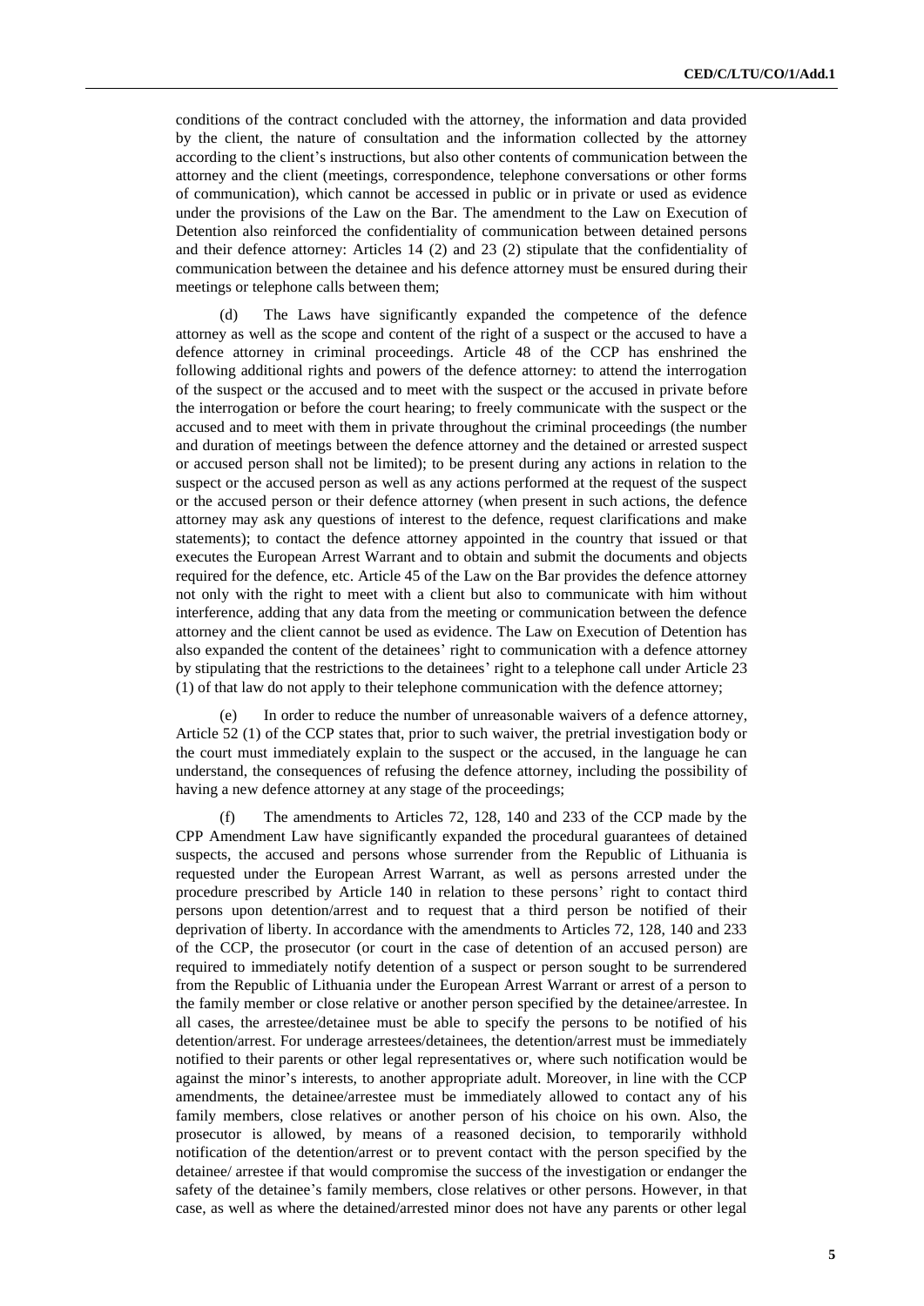conditions of the contract concluded with the attorney, the information and data provided by the client, the nature of consultation and the information collected by the attorney according to the client's instructions, but also other contents of communication between the attorney and the client (meetings, correspondence, telephone conversations or other forms of communication), which cannot be accessed in public or in private or used as evidence under the provisions of the Law on the Bar. The amendment to the Law on Execution of Detention also reinforced the confidentiality of communication between detained persons and their defence attorney: Articles 14 (2) and 23 (2) stipulate that the confidentiality of communication between the detainee and his defence attorney must be ensured during their meetings or telephone calls between them;

(d) The Laws have significantly expanded the competence of the defence attorney as well as the scope and content of the right of a suspect or the accused to have a defence attorney in criminal proceedings. Article 48 of the CCP has enshrined the following additional rights and powers of the defence attorney: to attend the interrogation of the suspect or the accused and to meet with the suspect or the accused in private before the interrogation or before the court hearing; to freely communicate with the suspect or the accused and to meet with them in private throughout the criminal proceedings (the number and duration of meetings between the defence attorney and the detained or arrested suspect or accused person shall not be limited); to be present during any actions in relation to the suspect or the accused person as well as any actions performed at the request of the suspect or the accused person or their defence attorney (when present in such actions, the defence attorney may ask any questions of interest to the defence, request clarifications and make statements); to contact the defence attorney appointed in the country that issued or that executes the European Arrest Warrant and to obtain and submit the documents and objects required for the defence, etc. Article 45 of the Law on the Bar provides the defence attorney not only with the right to meet with a client but also to communicate with him without interference, adding that any data from the meeting or communication between the defence attorney and the client cannot be used as evidence. The Law on Execution of Detention has also expanded the content of the detainees' right to communication with a defence attorney by stipulating that the restrictions to the detainees' right to a telephone call under Article 23 (1) of that law do not apply to their telephone communication with the defence attorney;

(e) In order to reduce the number of unreasonable waivers of a defence attorney, Article 52 (1) of the CCP states that, prior to such waiver, the pretrial investigation body or the court must immediately explain to the suspect or the accused, in the language he can understand, the consequences of refusing the defence attorney, including the possibility of having a new defence attorney at any stage of the proceedings;

(f) The amendments to Articles 72, 128, 140 and 233 of the CCP made by the CPP Amendment Law have significantly expanded the procedural guarantees of detained suspects, the accused and persons whose surrender from the Republic of Lithuania is requested under the European Arrest Warrant, as well as persons arrested under the procedure prescribed by Article 140 in relation to these persons' right to contact third persons upon detention/arrest and to request that a third person be notified of their deprivation of liberty. In accordance with the amendments to Articles 72, 128, 140 and 233 of the CCP, the prosecutor (or court in the case of detention of an accused person) are required to immediately notify detention of a suspect or person sought to be surrendered from the Republic of Lithuania under the European Arrest Warrant or arrest of a person to the family member or close relative or another person specified by the detainee/arrestee. In all cases, the arrestee/detainee must be able to specify the persons to be notified of his detention/arrest. For underage arrestees/detainees, the detention/arrest must be immediately notified to their parents or other legal representatives or, where such notification would be against the minor's interests, to another appropriate adult. Moreover, in line with the CCP amendments, the detainee/arrestee must be immediately allowed to contact any of his family members, close relatives or another person of his choice on his own. Also, the prosecutor is allowed, by means of a reasoned decision, to temporarily withhold notification of the detention/arrest or to prevent contact with the person specified by the detainee/ arrestee if that would compromise the success of the investigation or endanger the safety of the detainee's family members, close relatives or other persons. However, in that case, as well as where the detained/arrested minor does not have any parents or other legal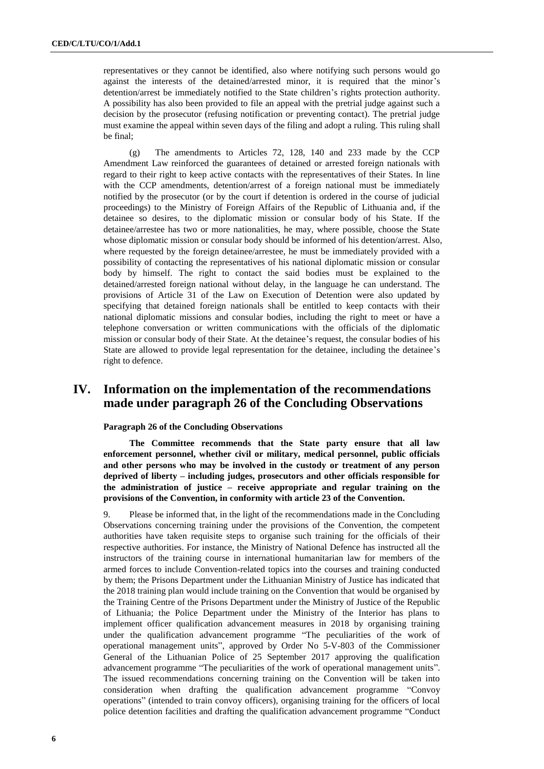representatives or they cannot be identified, also where notifying such persons would go against the interests of the detained/arrested minor, it is required that the minor's detention/arrest be immediately notified to the State children's rights protection authority. A possibility has also been provided to file an appeal with the pretrial judge against such a decision by the prosecutor (refusing notification or preventing contact). The pretrial judge must examine the appeal within seven days of the filing and adopt a ruling. This ruling shall be final;

(g) The amendments to Articles 72, 128, 140 and 233 made by the CCP Amendment Law reinforced the guarantees of detained or arrested foreign nationals with regard to their right to keep active contacts with the representatives of their States. In line with the CCP amendments, detention/arrest of a foreign national must be immediately notified by the prosecutor (or by the court if detention is ordered in the course of judicial proceedings) to the Ministry of Foreign Affairs of the Republic of Lithuania and, if the detainee so desires, to the diplomatic mission or consular body of his State. If the detainee/arrestee has two or more nationalities, he may, where possible, choose the State whose diplomatic mission or consular body should be informed of his detention/arrest. Also, where requested by the foreign detainee/arrestee, he must be immediately provided with a possibility of contacting the representatives of his national diplomatic mission or consular body by himself. The right to contact the said bodies must be explained to the detained/arrested foreign national without delay, in the language he can understand. The provisions of Article 31 of the Law on Execution of Detention were also updated by specifying that detained foreign nationals shall be entitled to keep contacts with their national diplomatic missions and consular bodies, including the right to meet or have a telephone conversation or written communications with the officials of the diplomatic mission or consular body of their State. At the detainee's request, the consular bodies of his State are allowed to provide legal representation for the detainee, including the detainee's right to defence.

## IV. Information on the implementation of the recommendations made under paragraph 26 of the Concluding Observations

**Paragraph 26 of the Concluding Observations**

**The Committee recommends that the State party ensure that all law enforcement personnel, whether civil or military, medical personnel, public officials and other persons who may be involved in the custody or treatment of any person deprived of liberty – including judges, prosecutors and other officials responsible for the administration of justice – receive appropriate and regular training on the provisions of the Convention, in conformity with article 23 of the Convention.**

9. Please be informed that, in the light of the recommendations made in the Concluding Observations concerning training under the provisions of the Convention, the competent authorities have taken requisite steps to organise such training for the officials of their respective authorities. For instance, the Ministry of National Defence has instructed all the instructors of the training course in international humanitarian law for members of the armed forces to include Convention-related topics into the courses and training conducted by them; the Prisons Department under the Lithuanian Ministry of Justice has indicated that the 2018 training plan would include training on the Convention that would be organised by the Training Centre of the Prisons Department under the Ministry of Justice of the Republic of Lithuania; the Police Department under the Ministry of the Interior has plans to implement officer qualification advancement measures in 2018 by organising training under the qualification advancement programme "The peculiarities of the work of operational management units", approved by Order No 5-V-803 of the Commissioner General of the Lithuanian Police of 25 September 2017 approving the qualification advancement programme "The peculiarities of the work of operational management units". The issued recommendations concerning training on the Convention will be taken into consideration when drafting the qualification advancement programme "Convoy operations" (intended to train convoy officers), organising training for the officers of local police detention facilities and drafting the qualification advancement programme "Conduct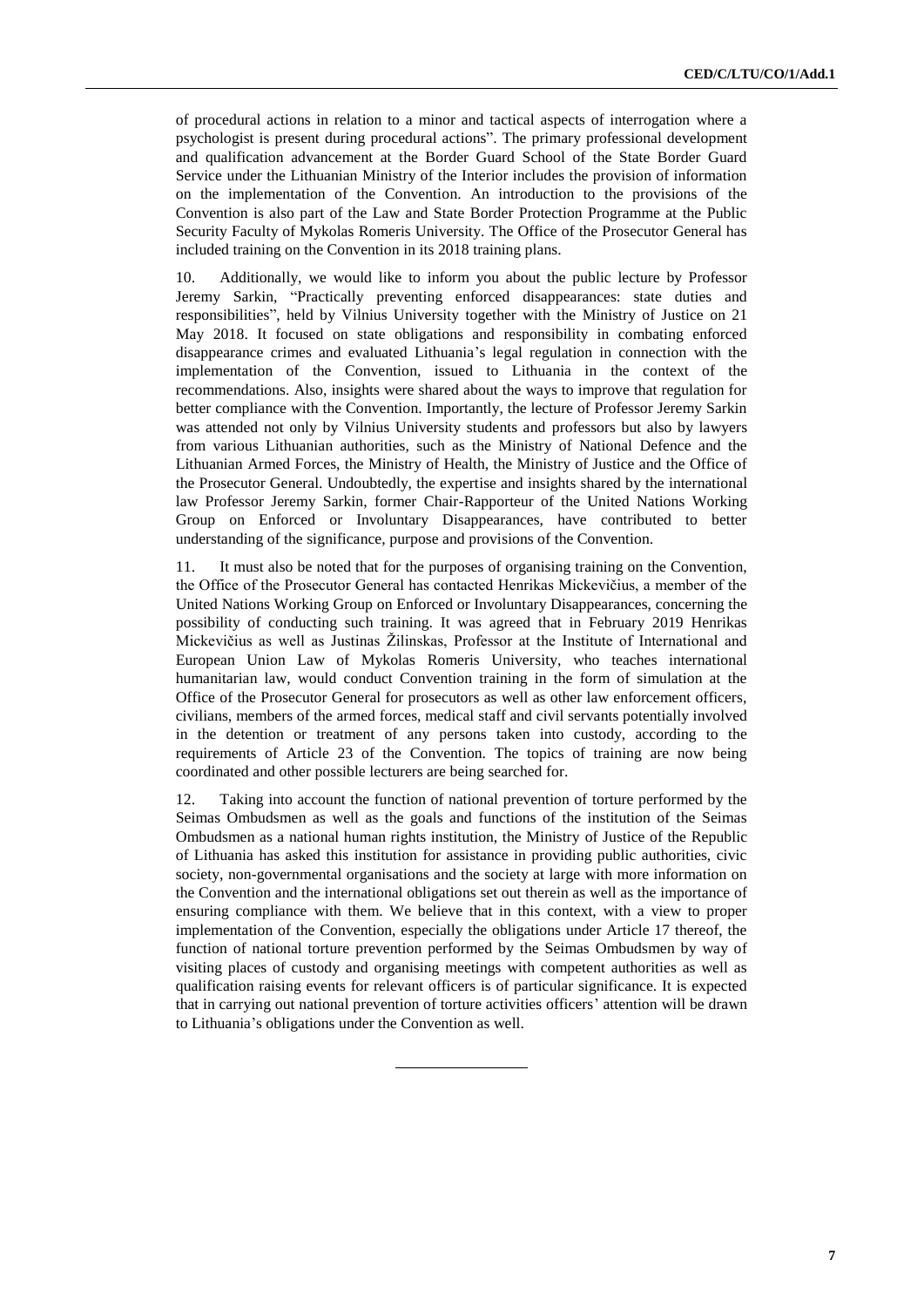of procedural actions in relation to a minor and tactical aspects of interrogation where a psychologist is present during procedural actions". The primary professional development and qualification advancement at the Border Guard School of the State Border Guard Service under the Lithuanian Ministry of the Interior includes the provision of information on the implementation of the Convention. An introduction to the provisions of the Convention is also part of the Law and State Border Protection Programme at the Public Security Faculty of Mykolas Romeris University. The Office of the Prosecutor General has included training on the Convention in its 2018 training plans.

10. Additionally, we would like to inform you about the public lecture by Professor Jeremy Sarkin, "Practically preventing enforced disappearances: state duties and responsibilities", held by Vilnius University together with the Ministry of Justice on 21 May 2018. It focused on state obligations and responsibility in combating enforced disappearance crimes and evaluated Lithuania's legal regulation in connection with the implementation of the Convention, issued to Lithuania in the context of the recommendations. Also, insights were shared about the ways to improve that regulation for better compliance with the Convention. Importantly, the lecture of Professor Jeremy Sarkin was attended not only by Vilnius University students and professors but also by lawyers from various Lithuanian authorities, such as the Ministry of National Defence and the Lithuanian Armed Forces, the Ministry of Health, the Ministry of Justice and the Office of the Prosecutor General. Undoubtedly, the expertise and insights shared by the international law Professor Jeremy Sarkin, former Chair-Rapporteur of the United Nations Working Group on Enforced or Involuntary Disappearances, have contributed to better understanding of the significance, purpose and provisions of the Convention.

11. It must also be noted that for the purposes of organising training on the Convention, the Office of the Prosecutor General has contacted Henrikas Mickevičius, a member of the United Nations Working Group on Enforced or Involuntary Disappearances, concerning the possibility of conducting such training. It was agreed that in February 2019 Henrikas Mickevičius as well as Justinas Žilinskas, Professor at the Institute of International and European Union Law of Mykolas Romeris University, who teaches international humanitarian law, would conduct Convention training in the form of simulation at the Office of the Prosecutor General for prosecutors as well as other law enforcement officers, civilians, members of the armed forces, medical staff and civil servants potentially involved in the detention or treatment of any persons taken into custody, according to the requirements of Article 23 of the Convention. The topics of training are now being coordinated and other possible lecturers are being searched for.

12. Taking into account the function of national prevention of torture performed by the Seimas Ombudsmen as well as the goals and functions of the institution of the Seimas Ombudsmen as a national human rights institution, the Ministry of Justice of the Republic of Lithuania has asked this institution for assistance in providing public authorities, civic society, non-governmental organisations and the society at large with more information on the Convention and the international obligations set out therein as well as the importance of ensuring compliance with them. We believe that in this context, with a view to proper implementation of the Convention, especially the obligations under Article 17 thereof, the function of national torture prevention performed by the Seimas Ombudsmen by way of visiting places of custody and organising meetings with competent authorities as well as qualification raising events for relevant officers is of particular significance. It is expected that in carrying out national prevention of torture activities officers' attention will be drawn to Lithuania's obligations under the Convention as well.